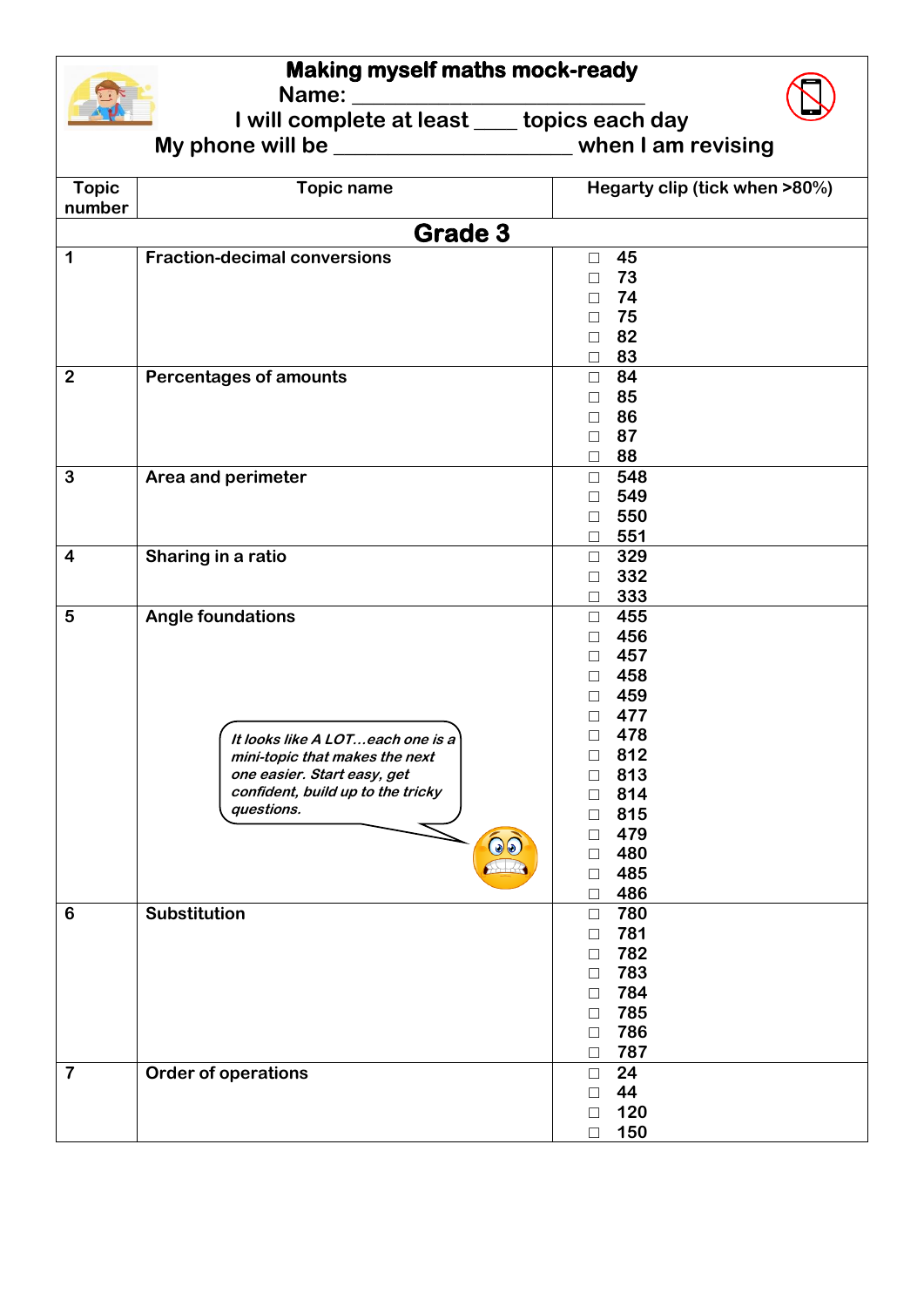# Making myself maths mock-ready

Name: ______________________

I will complete at least ____ topics each day

My phone will be ____________________ when I am revising

| Topic number | Topic name | Hegarty clip (tick when >80%) |
|---|---|---|
| **Grade 3** | | |
| 1 | Fraction-decimal conversions | ☐ 45<br>☐ 73<br>☐ 74<br>☐ 75<br>☐ 82<br>☐ 83 |
| 2 | Percentages of amounts | ☐ 84<br>☐ 85<br>☐ 86<br>☐ 87<br>☐ 88 |
| 3 | Area and perimeter | ☐ 548<br>☐ 549<br>☐ 550<br>☐ 551 |
| 4 | Sharing in a ratio | ☐ 329<br>☐ 332<br>☐ 333 |
| 5 | Angle foundations<br><br>*It looks like A LOT…each one is a mini-topic that makes the next one easier. Start easy, get confident, build up to the tricky questions.* | ☐ 455<br>☐ 456<br>☐ 457<br>☐ 458<br>☐ 459<br>☐ 477<br>☐ 478<br>☐ 812<br>☐ 813<br>☐ 814<br>☐ 815<br>☐ 479<br>☐ 480<br>☐ 485<br>☐ 486 |
| 6 | Substitution | ☐ 780<br>☐ 781<br>☐ 782<br>☐ 783<br>☐ 784<br>☐ 785<br>☐ 786<br>☐ 787 |
| 7 | Order of operations | ☐ 24<br>☐ 44<br>☐ 120<br>☐ 150 |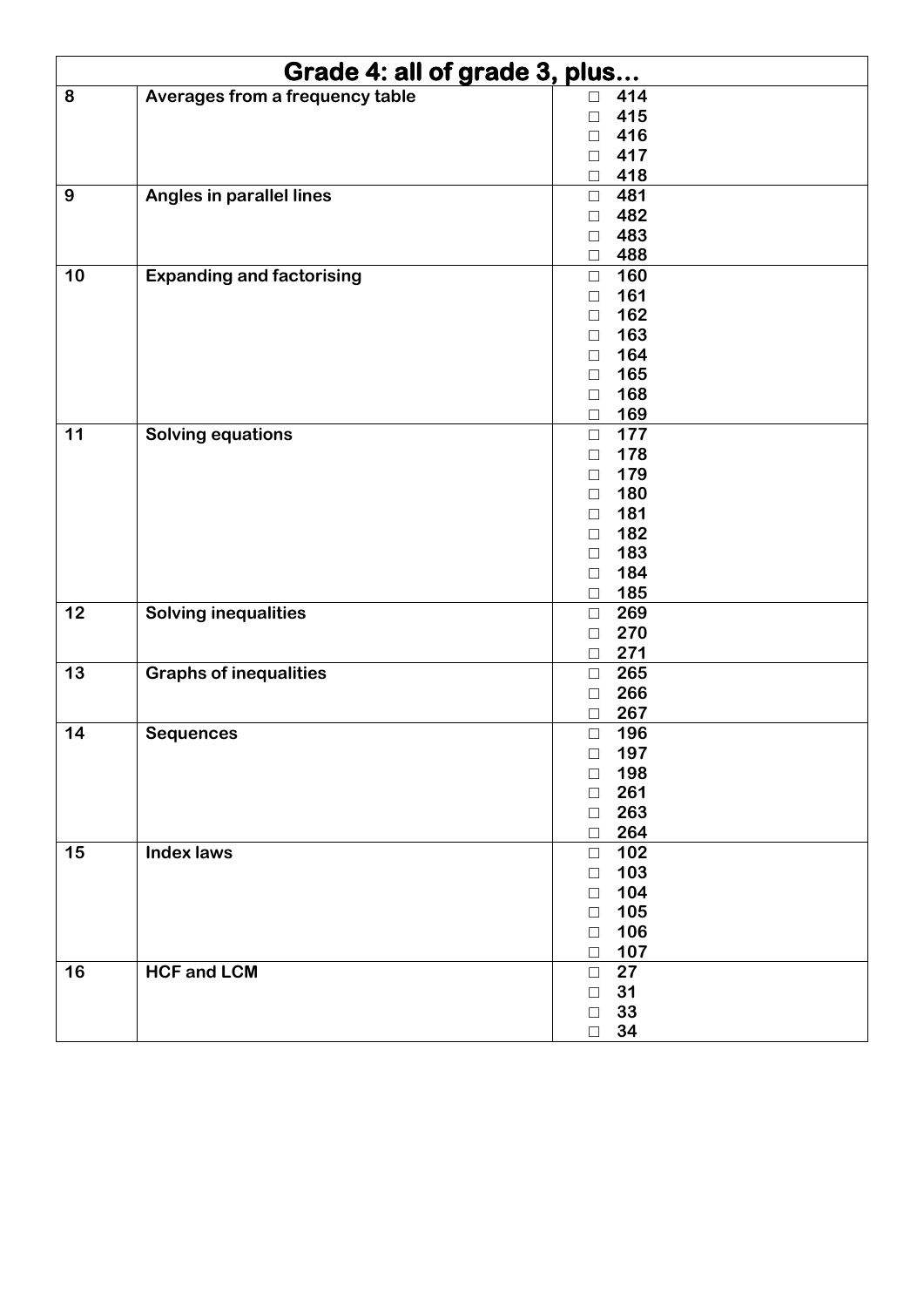| Grade 4: all of grade 3, plus… | | |
|---|---|---|
| **8** | **Averages from a frequency table** | ☐ **414**<br>☐ **415**<br>☐ **416**<br>☐ **417**<br>☐ **418** |
| **9** | **Angles in parallel lines** | ☐ **481**<br>☐ **482**<br>☐ **483**<br>☐ **488** |
| **10** | **Expanding and factorising** | ☐ **160**<br>☐ **161**<br>☐ **162**<br>☐ **163**<br>☐ **164**<br>☐ **165**<br>☐ **168**<br>☐ **169** |
| **11** | **Solving equations** | ☐ **177**<br>☐ **178**<br>☐ **179**<br>☐ **180**<br>☐ **181**<br>☐ **182**<br>☐ **183**<br>☐ **184**<br>☐ **185** |
| **12** | **Solving inequalities** | ☐ **269**<br>☐ **270**<br>☐ **271** |
| **13** | **Graphs of inequalities** | ☐ **265**<br>☐ **266**<br>☐ **267** |
| **14** | **Sequences** | ☐ **196**<br>☐ **197**<br>☐ **198**<br>☐ **261**<br>☐ **263**<br>☐ **264** |
| **15** | **Index laws** | ☐ **102**<br>☐ **103**<br>☐ **104**<br>☐ **105**<br>☐ **106**<br>☐ **107** |
| **16** | **HCF and LCM** | ☐ **27**<br>☐ **31**<br>☐ **33**<br>☐ **34** |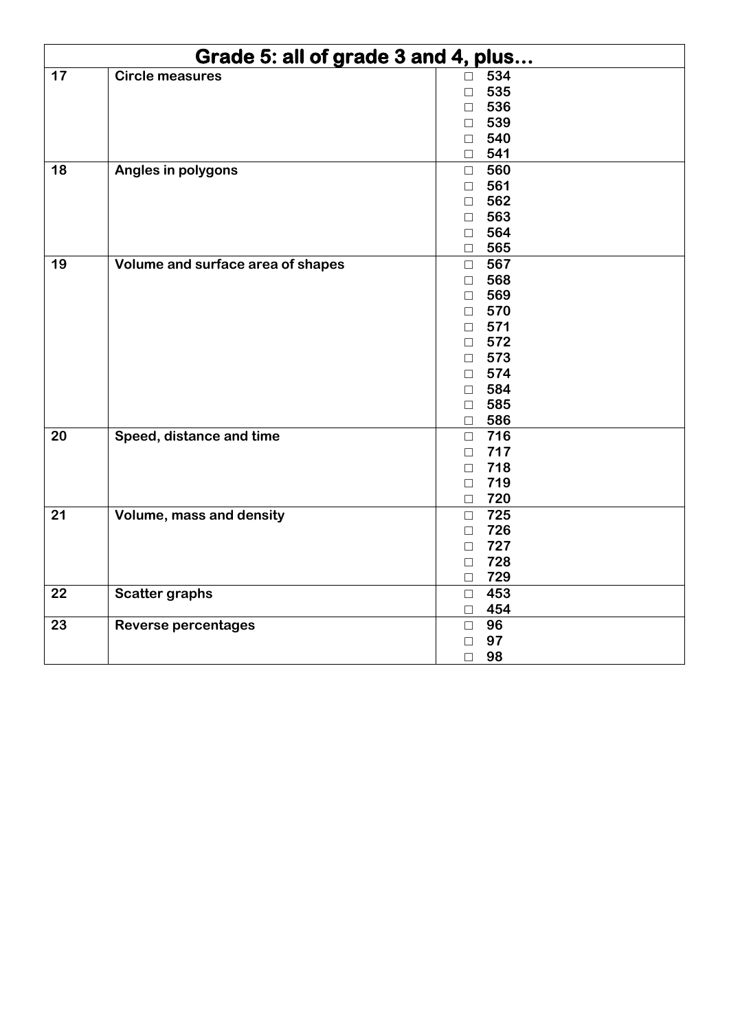| Grade 5: all of grade 3 and 4, plus… | | |
|---|---|---|
| 17 | Circle measures | ☐ 534<br>☐ 535<br>☐ 536<br>☐ 539<br>☐ 540<br>☐ 541 |
| 18 | Angles in polygons | ☐ 560<br>☐ 561<br>☐ 562<br>☐ 563<br>☐ 564<br>☐ 565 |
| 19 | Volume and surface area of shapes | ☐ 567<br>☐ 568<br>☐ 569<br>☐ 570<br>☐ 571<br>☐ 572<br>☐ 573<br>☐ 574<br>☐ 584<br>☐ 585<br>☐ 586 |
| 20 | Speed, distance and time | ☐ 716<br>☐ 717<br>☐ 718<br>☐ 719<br>☐ 720 |
| 21 | Volume, mass and density | ☐ 725<br>☐ 726<br>☐ 727<br>☐ 728<br>☐ 729 |
| 22 | Scatter graphs | ☐ 453<br>☐ 454 |
| 23 | Reverse percentages | ☐ 96<br>☐ 97<br>☐ 98 |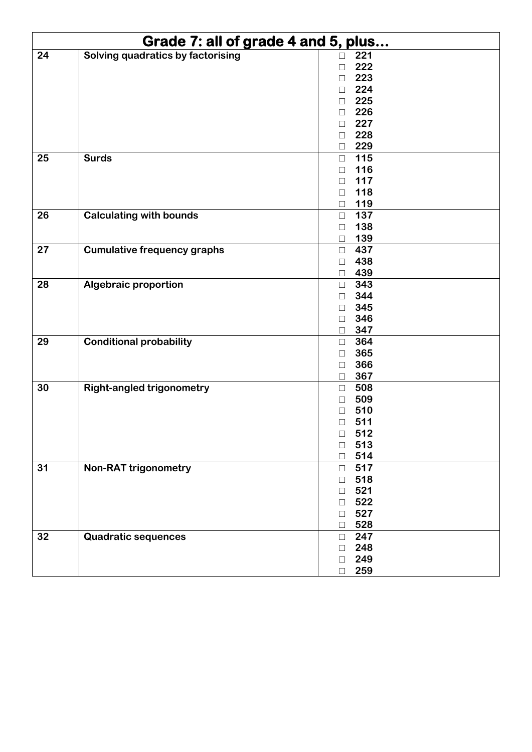| Grade 7: all of grade 4 and 5, plus… | | |
|---|---|---|
| **24** | **Solving quadratics by factorising** | ☐ **221**<br>☐ **222**<br>☐ **223**<br>☐ **224**<br>☐ **225**<br>☐ **226**<br>☐ **227**<br>☐ **228**<br>☐ **229** |
| **25** | **Surds** | ☐ **115**<br>☐ **116**<br>☐ **117**<br>☐ **118**<br>☐ **119** |
| **26** | **Calculating with bounds** | ☐ **137**<br>☐ **138**<br>☐ **139** |
| **27** | **Cumulative frequency graphs** | ☐ **437**<br>☐ **438**<br>☐ **439** |
| **28** | **Algebraic proportion** | ☐ **343**<br>☐ **344**<br>☐ **345**<br>☐ **346**<br>☐ **347** |
| **29** | **Conditional probability** | ☐ **364**<br>☐ **365**<br>☐ **366**<br>☐ **367** |
| **30** | **Right-angled trigonometry** | ☐ **508**<br>☐ **509**<br>☐ **510**<br>☐ **511**<br>☐ **512**<br>☐ **513**<br>☐ **514** |
| **31** | **Non-RAT trigonometry** | ☐ **517**<br>☐ **518**<br>☐ **521**<br>☐ **522**<br>☐ **527**<br>☐ **528** |
| **32** | **Quadratic sequences** | ☐ **247**<br>☐ **248**<br>☐ **249**<br>☐ **259** |